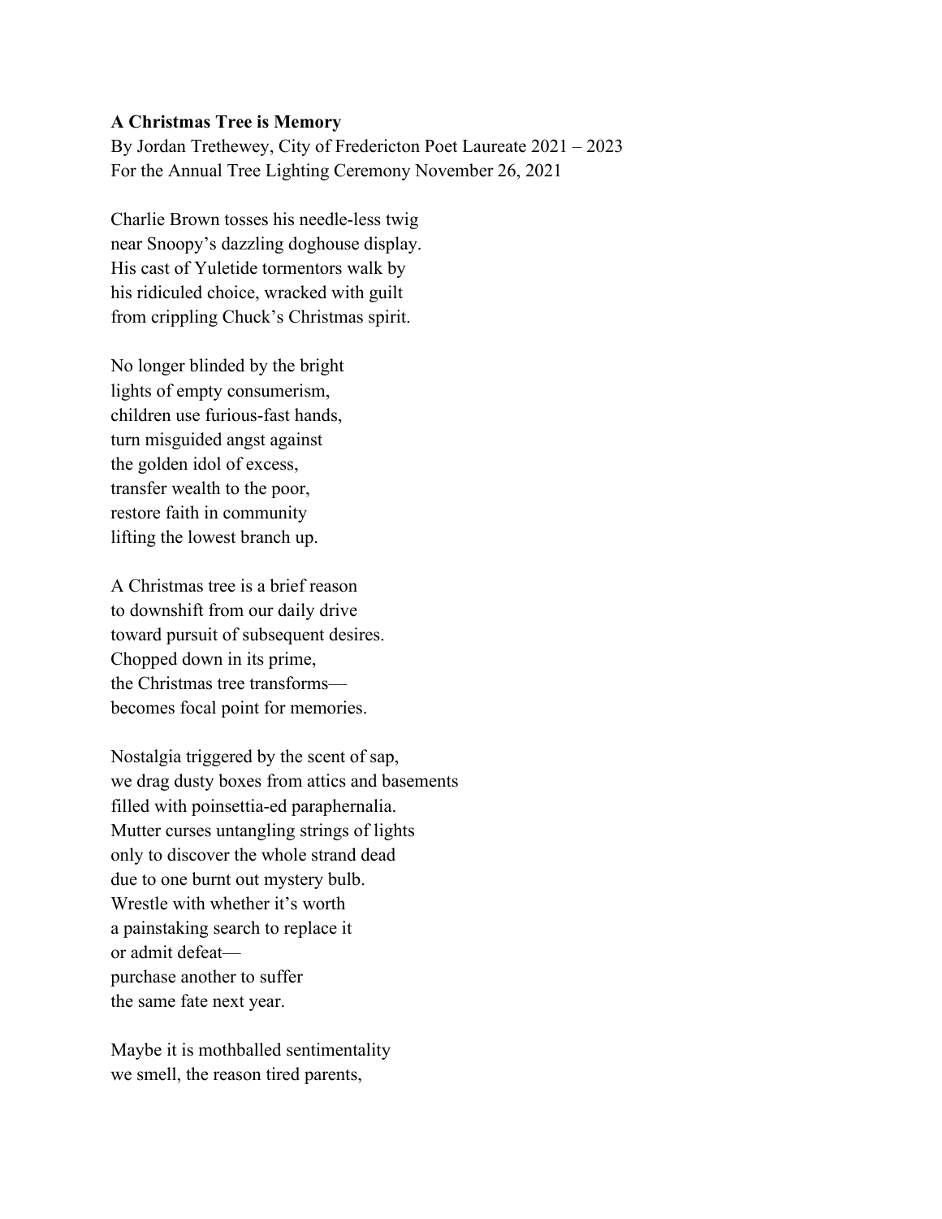**A Christmas Tree is Memory**
By Jordan Trethewey, City of Fredericton Poet Laureate 2021 – 2023
For the Annual Tree Lighting Ceremony November 26, 2021

Charlie Brown tosses his needle-less twig
near Snoopy's dazzling doghouse display.
His cast of Yuletide tormentors walk by
his ridiculed choice, wracked with guilt
from crippling Chuck's Christmas spirit.

No longer blinded by the bright
lights of empty consumerism,
children use furious-fast hands,
turn misguided angst against
the golden idol of excess,
transfer wealth to the poor,
restore faith in community
lifting the lowest branch up.

A Christmas tree is a brief reason
to downshift from our daily drive
toward pursuit of subsequent desires.
Chopped down in its prime,
the Christmas tree transforms—
becomes focal point for memories.

Nostalgia triggered by the scent of sap,
we drag dusty boxes from attics and basements
filled with poinsettia-ed paraphernalia.
Mutter curses untangling strings of lights
only to discover the whole strand dead
due to one burnt out mystery bulb.
Wrestle with whether it's worth
a painstaking search to replace it
or admit defeat—
purchase another to suffer
the same fate next year.

Maybe it is mothballed sentimentality
we smell, the reason tired parents,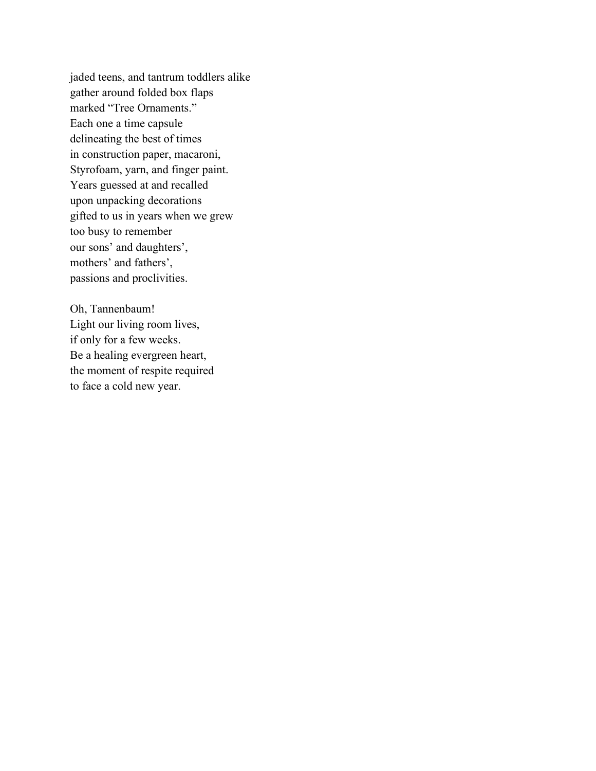jaded teens, and tantrum toddlers alike  
gather around folded box flaps  
marked “Tree Ornaments.”  
Each one a time capsule  
delineating the best of times  
in construction paper, macaroni,  
Styrofoam, yarn, and finger paint.  
Years guessed at and recalled  
upon unpacking decorations  
gifted to us in years when we grew  
too busy to remember  
our sons’ and daughters’,  
mothers’ and fathers’,  
passions and proclivities.

Oh, Tannenbaum!  
Light our living room lives,  
if only for a few weeks.  
Be a healing evergreen heart,  
the moment of respite required  
to face a cold new year.